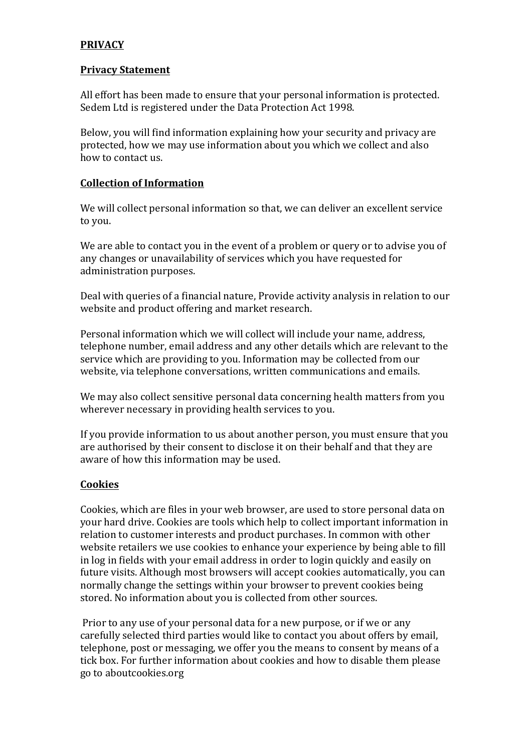**PRIVACY**

**Privacy Statement**

All effort has been made to ensure that your personal information is protected. Sedem Ltd is registered under the Data Protection Act 1998.

Below, you will find information explaining how your security and privacy are protected, how we may use information about you which we collect and also how to contact us.

**Collection of Information**

We will collect personal information so that, we can deliver an excellent service to you.

We are able to contact you in the event of a problem or query or to advise you of any changes or unavailability of services which you have requested for administration purposes.

Deal with queries of a financial nature, Provide activity analysis in relation to our website and product offering and market research.

Personal information which we will collect will include your name, address, telephone number, email address and any other details which are relevant to the service which are providing to you. Information may be collected from our website, via telephone conversations, written communications and emails.

We may also collect sensitive personal data concerning health matters from you wherever necessary in providing health services to you.

If you provide information to us about another person, you must ensure that you are authorised by their consent to disclose it on their behalf and that they are aware of how this information may be used.

**Cookies**

Cookies, which are files in your web browser, are used to store personal data on your hard drive. Cookies are tools which help to collect important information in relation to customer interests and product purchases. In common with other website retailers we use cookies to enhance your experience by being able to fill in log in fields with your email address in order to login quickly and easily on future visits. Although most browsers will accept cookies automatically, you can normally change the settings within your browser to prevent cookies being stored. No information about you is collected from other sources.

Prior to any use of your personal data for a new purpose, or if we or any carefully selected third parties would like to contact you about offers by email, telephone, post or messaging, we offer you the means to consent by means of a tick box. For further information about cookies and how to disable them please go to aboutcookies.org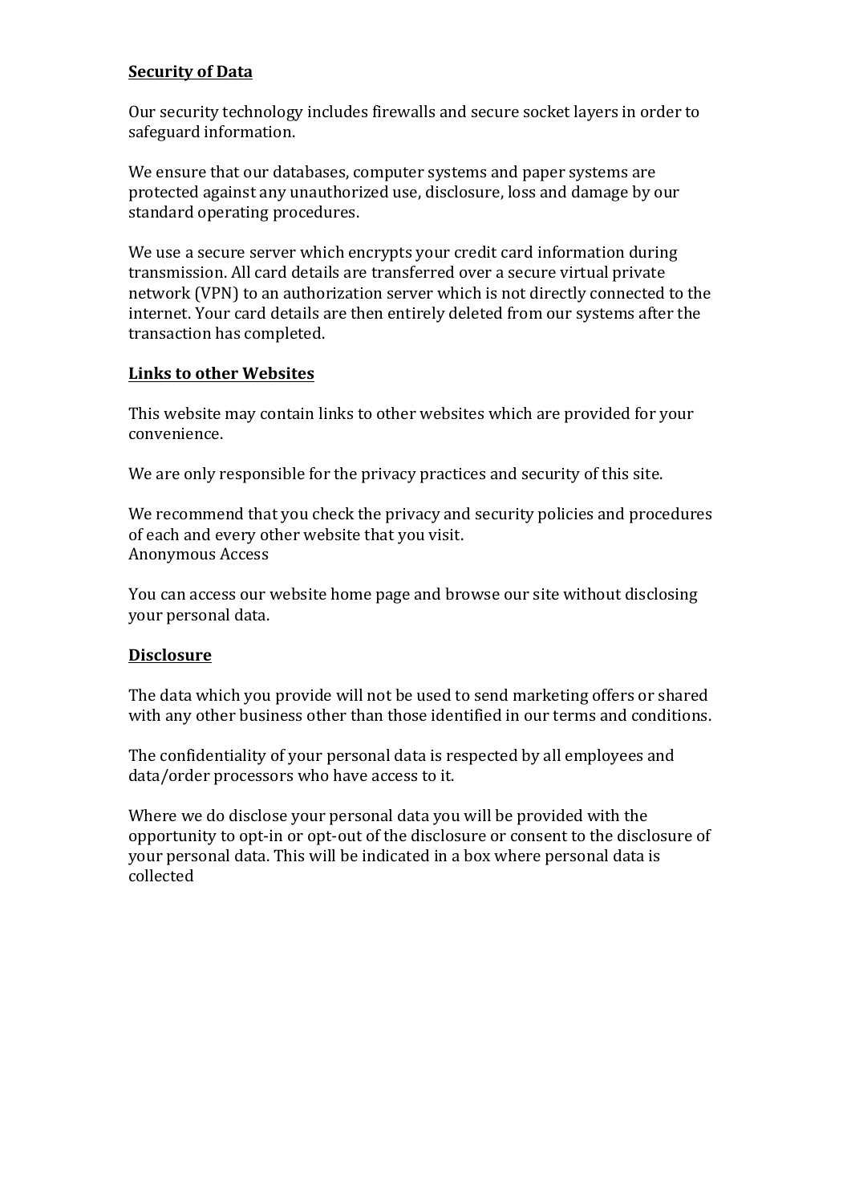**Security of Data**

Our security technology includes firewalls and secure socket layers in order to safeguard information.

We ensure that our databases, computer systems and paper systems are protected against any unauthorized use, disclosure, loss and damage by our standard operating procedures.

We use a secure server which encrypts your credit card information during transmission. All card details are transferred over a secure virtual private network (VPN) to an authorization server which is not directly connected to the internet. Your card details are then entirely deleted from our systems after the transaction has completed.

**Links to other Websites**

This website may contain links to other websites which are provided for your convenience.

We are only responsible for the privacy practices and security of this site.

We recommend that you check the privacy and security policies and procedures of each and every other website that you visit.
Anonymous Access

You can access our website home page and browse our site without disclosing your personal data.

**Disclosure**

The data which you provide will not be used to send marketing offers or shared with any other business other than those identified in our terms and conditions.

The confidentiality of your personal data is respected by all employees and data/order processors who have access to it.

Where we do disclose your personal data you will be provided with the opportunity to opt-in or opt-out of the disclosure or consent to the disclosure of your personal data. This will be indicated in a box where personal data is collected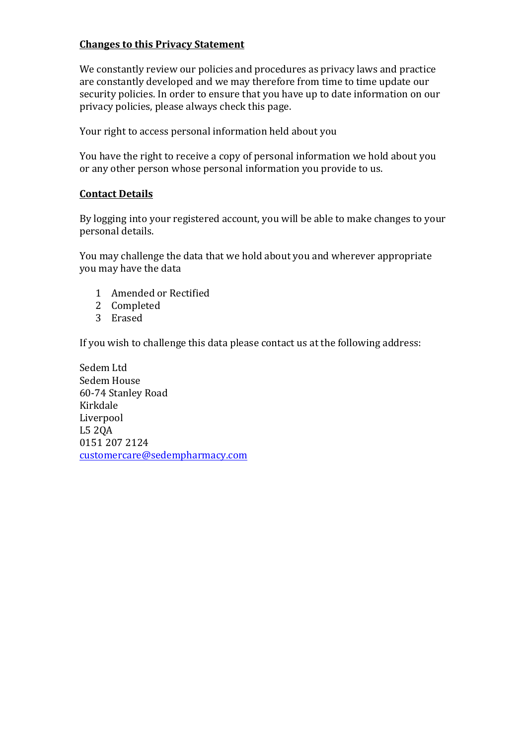## Changes to this Privacy Statement

We constantly review our policies and procedures as privacy laws and practice are constantly developed and we may therefore from time to time update our security policies. In order to ensure that you have up to date information on our privacy policies, please always check this page.

Your right to access personal information held about you

You have the right to receive a copy of personal information we hold about you or any other person whose personal information you provide to us.

## Contact Details

By logging into your registered account, you will be able to make changes to your personal details.

You may challenge the data that we hold about you and wherever appropriate you may have the data

1. Amended or Rectified
2. Completed
3. Erased

If you wish to challenge this data please contact us at the following address:

Sedem Ltd
Sedem House
60-74 Stanley Road
Kirkdale
Liverpool
L5 2QA
0151 207 2124
customercare@sedempharmacy.com